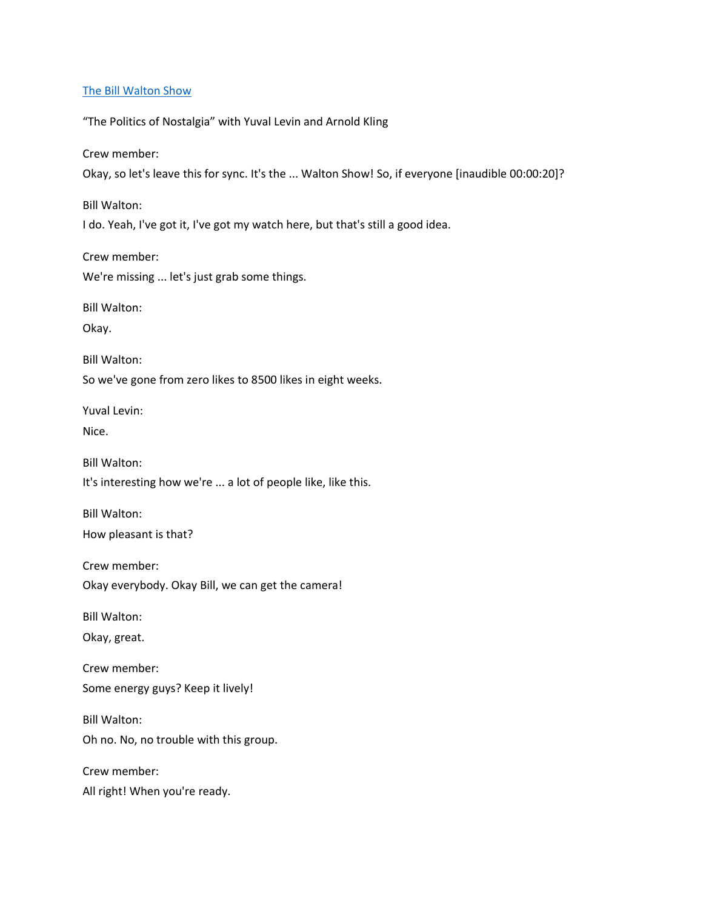[The Bill Walton Show]

"The Politics of Nostalgia" with Yuval Levin and Arnold Kling

Crew member:

Okay, so let's leave this for sync. It's the ... Walton Show! So, if everyone [inaudible 00:00:20]?

Bill Walton:

I do. Yeah, I've got it, I've got my watch here, but that's still a good idea.

Crew member:

We're missing ... let's just grab some things.

Bill Walton:

Okay.

Bill Walton:

So we've gone from zero likes to 8500 likes in eight weeks.

Yuval Levin:

Nice.

Bill Walton:

It's interesting how we're ... a lot of people like, like this.

Bill Walton:

How pleasant is that?

Crew member:

Okay everybody. Okay Bill, we can get the camera!

Bill Walton:

Okay, great.

Crew member:

Some energy guys? Keep it lively!

Bill Walton:

Oh no. No, no trouble with this group.

Crew member:

All right! When you're ready.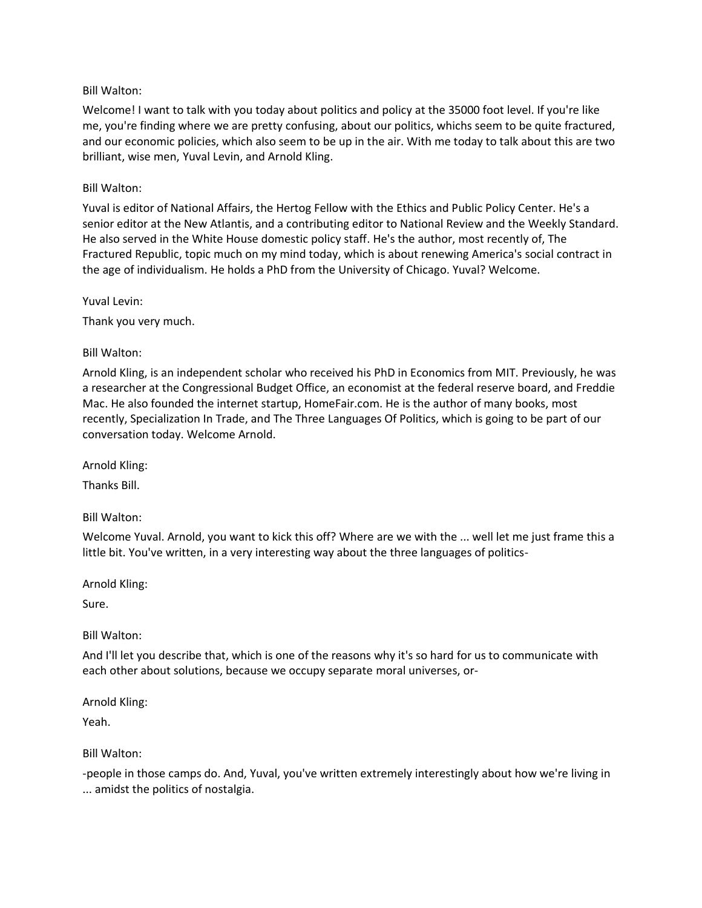Bill Walton:

Welcome! I want to talk with you today about politics and policy at the 35000 foot level. If you're like me, you're finding where we are pretty confusing, about our politics, whichs seem to be quite fractured, and our economic policies, which also seem to be up in the air. With me today to talk about this are two brilliant, wise men, Yuval Levin, and Arnold Kling.

Bill Walton:

Yuval is editor of National Affairs, the Hertog Fellow with the Ethics and Public Policy Center. He's a senior editor at the New Atlantis, and a contributing editor to National Review and the Weekly Standard. He also served in the White House domestic policy staff. He's the author, most recently of, The Fractured Republic, topic much on my mind today, which is about renewing America's social contract in the age of individualism. He holds a PhD from the University of Chicago. Yuval? Welcome.

Yuval Levin:

Thank you very much.

Bill Walton:

Arnold Kling, is an independent scholar who received his PhD in Economics from MIT. Previously, he was a researcher at the Congressional Budget Office, an economist at the federal reserve board, and Freddie Mac. He also founded the internet startup, HomeFair.com. He is the author of many books, most recently, Specialization In Trade, and The Three Languages Of Politics, which is going to be part of our conversation today. Welcome Arnold.

Arnold Kling:

Thanks Bill.

Bill Walton:

Welcome Yuval. Arnold, you want to kick this off? Where are we with the ... well let me just frame this a little bit. You've written, in a very interesting way about the three languages of politics-

Arnold Kling:

Sure.

Bill Walton:

And I'll let you describe that, which is one of the reasons why it's so hard for us to communicate with each other about solutions, because we occupy separate moral universes, or-

Arnold Kling:

Yeah.

Bill Walton:

-people in those camps do. And, Yuval, you've written extremely interestingly about how we're living in ... amidst the politics of nostalgia.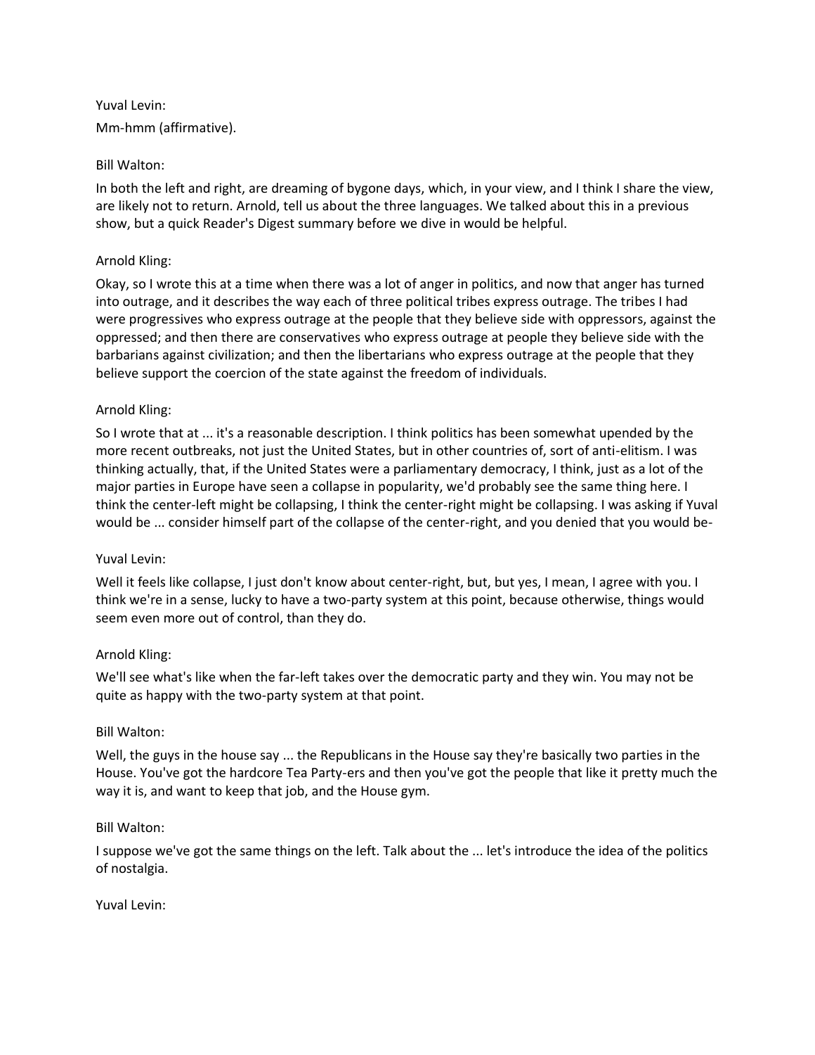Yuval Levin:

Mm-hmm (affirmative).

Bill Walton:

In both the left and right, are dreaming of bygone days, which, in your view, and I think I share the view, are likely not to return. Arnold, tell us about the three languages. We talked about this in a previous show, but a quick Reader's Digest summary before we dive in would be helpful.

Arnold Kling:

Okay, so I wrote this at a time when there was a lot of anger in politics, and now that anger has turned into outrage, and it describes the way each of three political tribes express outrage. The tribes I had were progressives who express outrage at the people that they believe side with oppressors, against the oppressed; and then there are conservatives who express outrage at people they believe side with the barbarians against civilization; and then the libertarians who express outrage at the people that they believe support the coercion of the state against the freedom of individuals.

Arnold Kling:

So I wrote that at ... it's a reasonable description. I think politics has been somewhat upended by the more recent outbreaks, not just the United States, but in other countries of, sort of anti-elitism. I was thinking actually, that, if the United States were a parliamentary democracy, I think, just as a lot of the major parties in Europe have seen a collapse in popularity, we'd probably see the same thing here. I think the center-left might be collapsing, I think the center-right might be collapsing. I was asking if Yuval would be ... consider himself part of the collapse of the center-right, and you denied that you would be-

Yuval Levin:

Well it feels like collapse, I just don't know about center-right, but, but yes, I mean, I agree with you. I think we're in a sense, lucky to have a two-party system at this point, because otherwise, things would seem even more out of control, than they do.

Arnold Kling:

We'll see what's like when the far-left takes over the democratic party and they win. You may not be quite as happy with the two-party system at that point.

Bill Walton:

Well, the guys in the house say ... the Republicans in the House say they're basically two parties in the House. You've got the hardcore Tea Party-ers and then you've got the people that like it pretty much the way it is, and want to keep that job, and the House gym.

Bill Walton:

I suppose we've got the same things on the left. Talk about the ... let's introduce the idea of the politics of nostalgia.

Yuval Levin: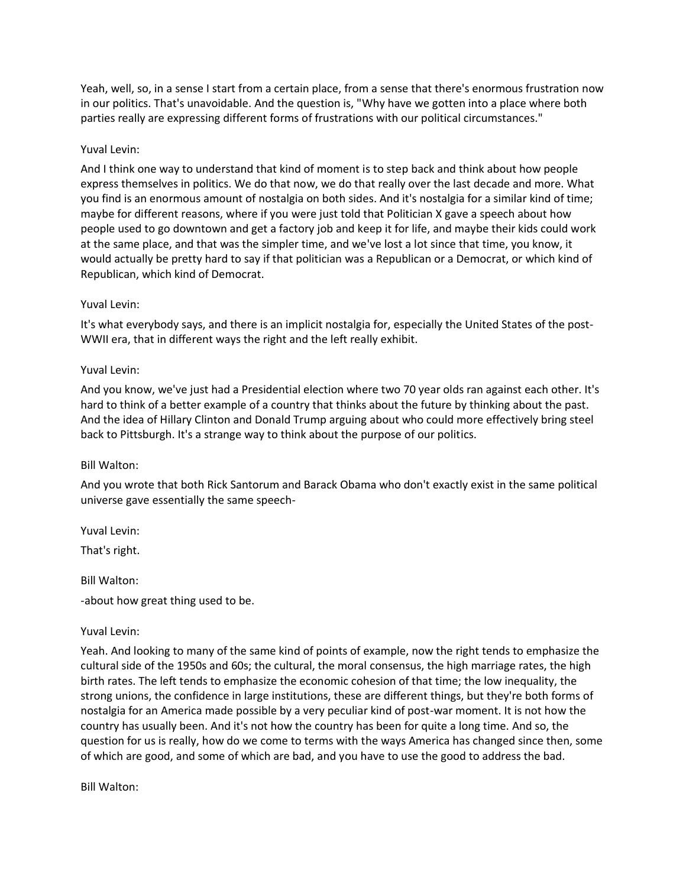Yeah, well, so, in a sense I start from a certain place, from a sense that there's enormous frustration now in our politics. That's unavoidable. And the question is, "Why have we gotten into a place where both parties really are expressing different forms of frustrations with our political circumstances."

Yuval Levin:

And I think one way to understand that kind of moment is to step back and think about how people express themselves in politics. We do that now, we do that really over the last decade and more. What you find is an enormous amount of nostalgia on both sides. And it's nostalgia for a similar kind of time; maybe for different reasons, where if you were just told that Politician X gave a speech about how people used to go downtown and get a factory job and keep it for life, and maybe their kids could work at the same place, and that was the simpler time, and we've lost a lot since that time, you know, it would actually be pretty hard to say if that politician was a Republican or a Democrat, or which kind of Republican, which kind of Democrat.

Yuval Levin:

It's what everybody says, and there is an implicit nostalgia for, especially the United States of the post-WWII era, that in different ways the right and the left really exhibit.

Yuval Levin:

And you know, we've just had a Presidential election where two 70 year olds ran against each other. It's hard to think of a better example of a country that thinks about the future by thinking about the past. And the idea of Hillary Clinton and Donald Trump arguing about who could more effectively bring steel back to Pittsburgh. It's a strange way to think about the purpose of our politics.

Bill Walton:

And you wrote that both Rick Santorum and Barack Obama who don't exactly exist in the same political universe gave essentially the same speech-

Yuval Levin:

That's right.

Bill Walton:

-about how great thing used to be.

Yuval Levin:

Yeah. And looking to many of the same kind of points of example, now the right tends to emphasize the cultural side of the 1950s and 60s; the cultural, the moral consensus, the high marriage rates, the high birth rates. The left tends to emphasize the economic cohesion of that time; the low inequality, the strong unions, the confidence in large institutions, these are different things, but they're both forms of nostalgia for an America made possible by a very peculiar kind of post-war moment. It is not how the country has usually been. And it's not how the country has been for quite a long time. And so, the question for us is really, how do we come to terms with the ways America has changed since then, some of which are good, and some of which are bad, and you have to use the good to address the bad.

Bill Walton: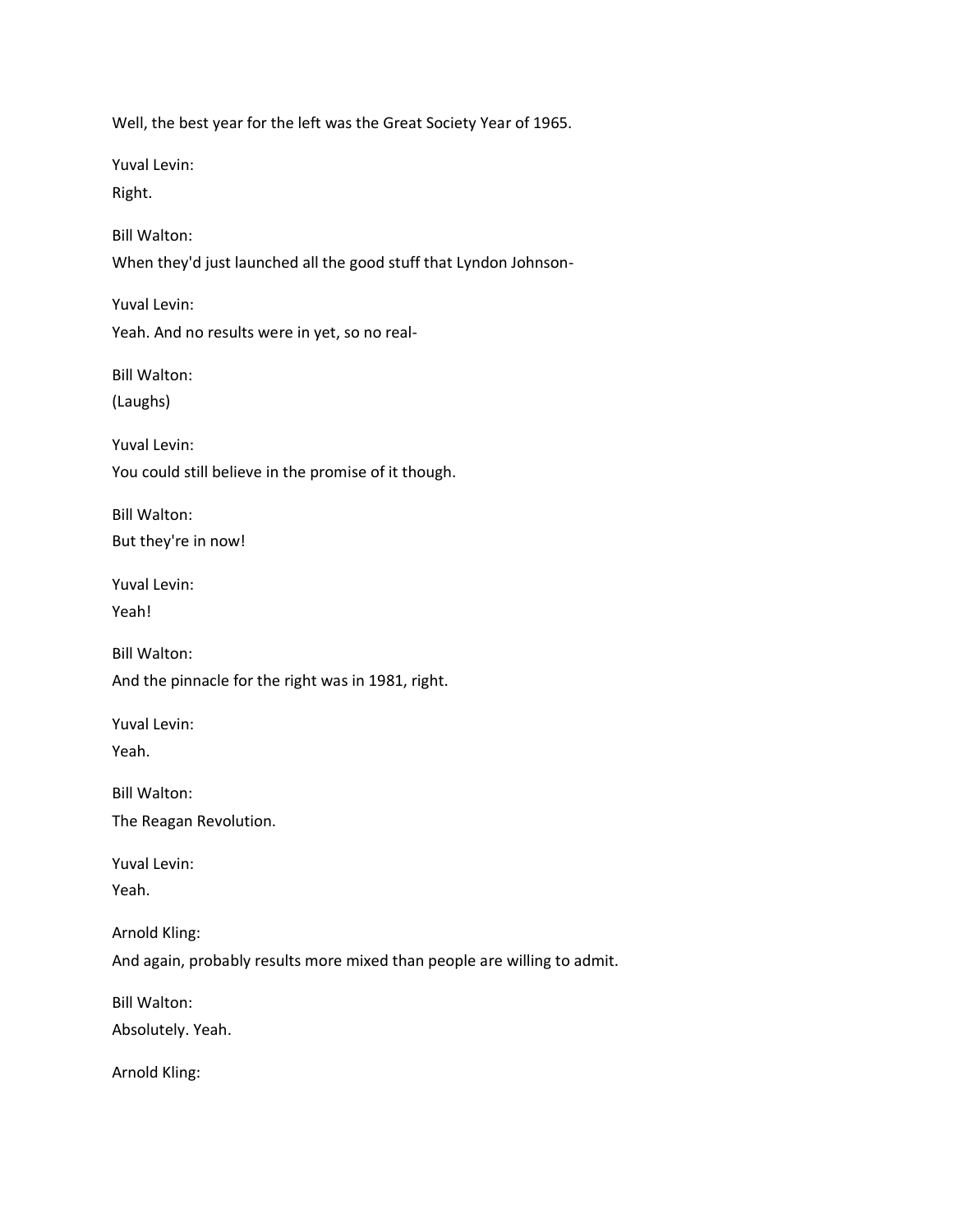Well, the best year for the left was the Great Society Year of 1965.

Yuval Levin:

Right.

Bill Walton:

When they'd just launched all the good stuff that Lyndon Johnson-

Yuval Levin:

Yeah. And no results were in yet, so no real-

Bill Walton:

(Laughs)

Yuval Levin:

You could still believe in the promise of it though.

Bill Walton:

But they're in now!

Yuval Levin:

Yeah!

Bill Walton:

And the pinnacle for the right was in 1981, right.

Yuval Levin:

Yeah.

Bill Walton:

The Reagan Revolution.

Yuval Levin:

Yeah.

Arnold Kling:

And again, probably results more mixed than people are willing to admit.

Bill Walton:

Absolutely. Yeah.

Arnold Kling: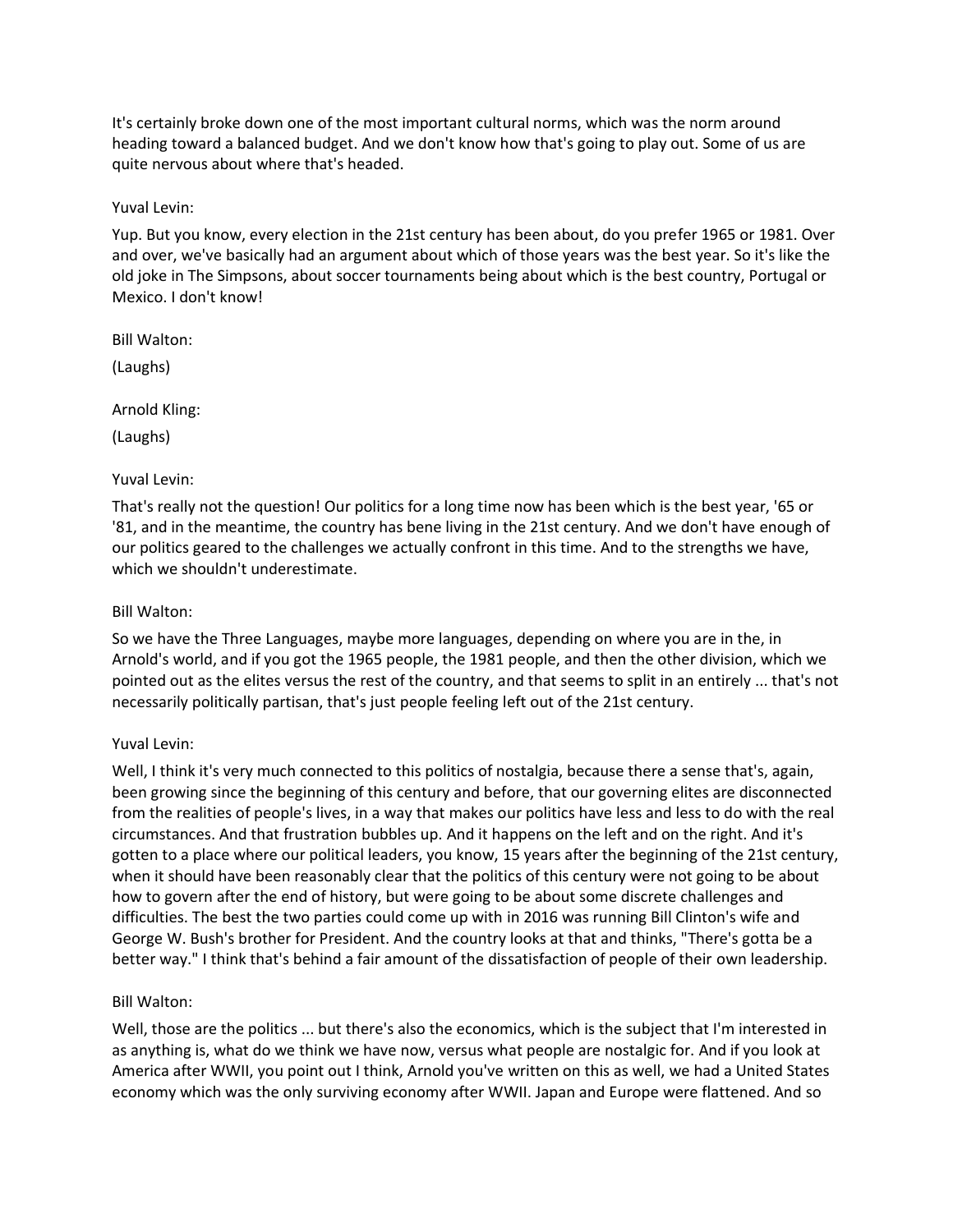It's certainly broke down one of the most important cultural norms, which was the norm around heading toward a balanced budget. And we don't know how that's going to play out. Some of us are quite nervous about where that's headed.

Yuval Levin:

Yup. But you know, every election in the 21st century has been about, do you prefer 1965 or 1981. Over and over, we've basically had an argument about which of those years was the best year. So it's like the old joke in The Simpsons, about soccer tournaments being about which is the best country, Portugal or Mexico. I don't know!

Bill Walton:

(Laughs)

Arnold Kling:

(Laughs)

Yuval Levin:

That's really not the question! Our politics for a long time now has been which is the best year, '65 or '81, and in the meantime, the country has bene living in the 21st century. And we don't have enough of our politics geared to the challenges we actually confront in this time. And to the strengths we have, which we shouldn't underestimate.

Bill Walton:

So we have the Three Languages, maybe more languages, depending on where you are in the, in Arnold's world, and if you got the 1965 people, the 1981 people, and then the other division, which we pointed out as the elites versus the rest of the country, and that seems to split in an entirely ... that's not necessarily politically partisan, that's just people feeling left out of the 21st century.

Yuval Levin:

Well, I think it's very much connected to this politics of nostalgia, because there a sense that's, again, been growing since the beginning of this century and before, that our governing elites are disconnected from the realities of people's lives, in a way that makes our politics have less and less to do with the real circumstances. And that frustration bubbles up. And it happens on the left and on the right. And it's gotten to a place where our political leaders, you know, 15 years after the beginning of the 21st century, when it should have been reasonably clear that the politics of this century were not going to be about how to govern after the end of history, but were going to be about some discrete challenges and difficulties. The best the two parties could come up with in 2016 was running Bill Clinton's wife and George W. Bush's brother for President. And the country looks at that and thinks, "There's gotta be a better way." I think that's behind a fair amount of the dissatisfaction of people of their own leadership.

Bill Walton:

Well, those are the politics ... but there's also the economics, which is the subject that I'm interested in as anything is, what do we think we have now, versus what people are nostalgic for. And if you look at America after WWII, you point out I think, Arnold you've written on this as well, we had a United States economy which was the only surviving economy after WWII. Japan and Europe were flattened. And so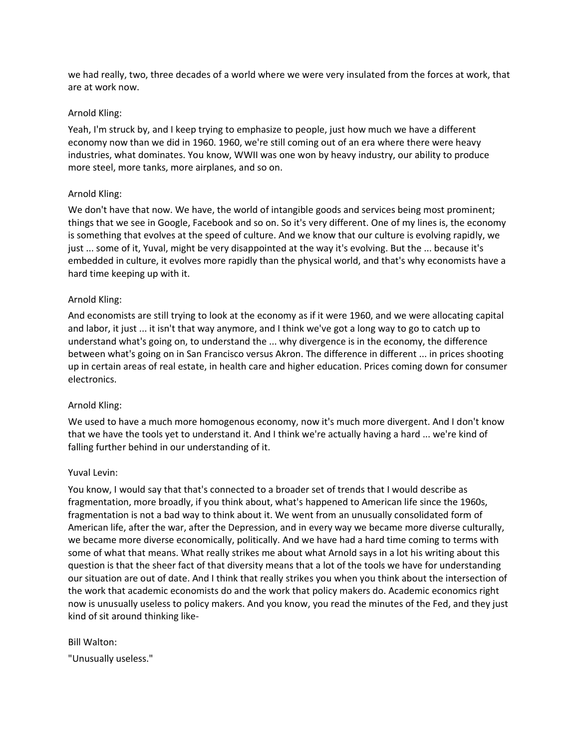we had really, two, three decades of a world where we were very insulated from the forces at work, that are at work now.

Arnold Kling:

Yeah, I'm struck by, and I keep trying to emphasize to people, just how much we have a different economy now than we did in 1960. 1960, we're still coming out of an era where there were heavy industries, what dominates. You know, WWII was one won by heavy industry, our ability to produce more steel, more tanks, more airplanes, and so on.

Arnold Kling:

We don't have that now. We have, the world of intangible goods and services being most prominent; things that we see in Google, Facebook and so on. So it's very different. One of my lines is, the economy is something that evolves at the speed of culture. And we know that our culture is evolving rapidly, we just ... some of it, Yuval, might be very disappointed at the way it's evolving. But the ... because it's embedded in culture, it evolves more rapidly than the physical world, and that's why economists have a hard time keeping up with it.

Arnold Kling:

And economists are still trying to look at the economy as if it were 1960, and we were allocating capital and labor, it just ... it isn't that way anymore, and I think we've got a long way to go to catch up to understand what's going on, to understand the ... why divergence is in the economy, the difference between what's going on in San Francisco versus Akron. The difference in different ... in prices shooting up in certain areas of real estate, in health care and higher education. Prices coming down for consumer electronics.

Arnold Kling:

We used to have a much more homogenous economy, now it's much more divergent. And I don't know that we have the tools yet to understand it. And I think we're actually having a hard ... we're kind of falling further behind in our understanding of it.

Yuval Levin:

You know, I would say that that's connected to a broader set of trends that I would describe as fragmentation, more broadly, if you think about, what's happened to American life since the 1960s, fragmentation is not a bad way to think about it. We went from an unusually consolidated form of American life, after the war, after the Depression, and in every way we became more diverse culturally, we became more diverse economically, politically. And we have had a hard time coming to terms with some of what that means. What really strikes me about what Arnold says in a lot his writing about this question is that the sheer fact of that diversity means that a lot of the tools we have for understanding our situation are out of date. And I think that really strikes you when you think about the intersection of the work that academic economists do and the work that policy makers do. Academic economics right now is unusually useless to policy makers. And you know, you read the minutes of the Fed, and they just kind of sit around thinking like-

Bill Walton:

"Unusually useless."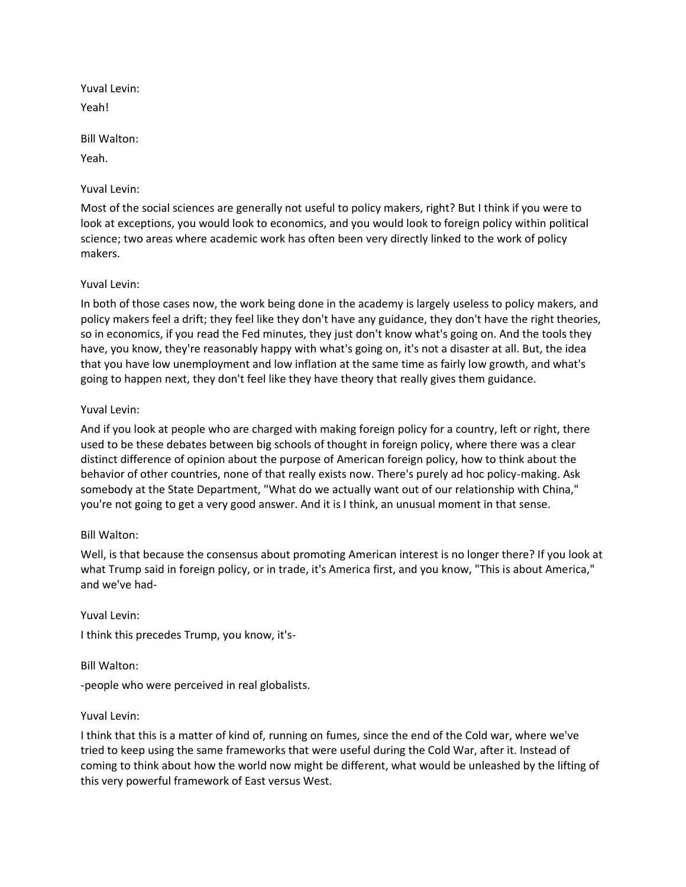Yuval Levin:

Yeah!

Bill Walton:

Yeah.

Yuval Levin:

Most of the social sciences are generally not useful to policy makers, right? But I think if you were to look at exceptions, you would look to economics, and you would look to foreign policy within political science; two areas where academic work has often been very directly linked to the work of policy makers.

Yuval Levin:

In both of those cases now, the work being done in the academy is largely useless to policy makers, and policy makers feel a drift; they feel like they don't have any guidance, they don't have the right theories, so in economics, if you read the Fed minutes, they just don't know what's going on. And the tools they have, you know, they're reasonably happy with what's going on, it's not a disaster at all. But, the idea that you have low unemployment and low inflation at the same time as fairly low growth, and what's going to happen next, they don't feel like they have theory that really gives them guidance.

Yuval Levin:

And if you look at people who are charged with making foreign policy for a country, left or right, there used to be these debates between big schools of thought in foreign policy, where there was a clear distinct difference of opinion about the purpose of American foreign policy, how to think about the behavior of other countries, none of that really exists now. There's purely ad hoc policy-making. Ask somebody at the State Department, "What do we actually want out of our relationship with China," you're not going to get a very good answer. And it is I think, an unusual moment in that sense.

Bill Walton:

Well, is that because the consensus about promoting American interest is no longer there? If you look at what Trump said in foreign policy, or in trade, it's America first, and you know, "This is about America," and we've had-

Yuval Levin:

I think this precedes Trump, you know, it's-

Bill Walton:

-people who were perceived in real globalists.

Yuval Levin:

I think that this is a matter of kind of, running on fumes, since the end of the Cold war, where we've tried to keep using the same frameworks that were useful during the Cold War, after it. Instead of coming to think about how the world now might be different, what would be unleashed by the lifting of this very powerful framework of East versus West.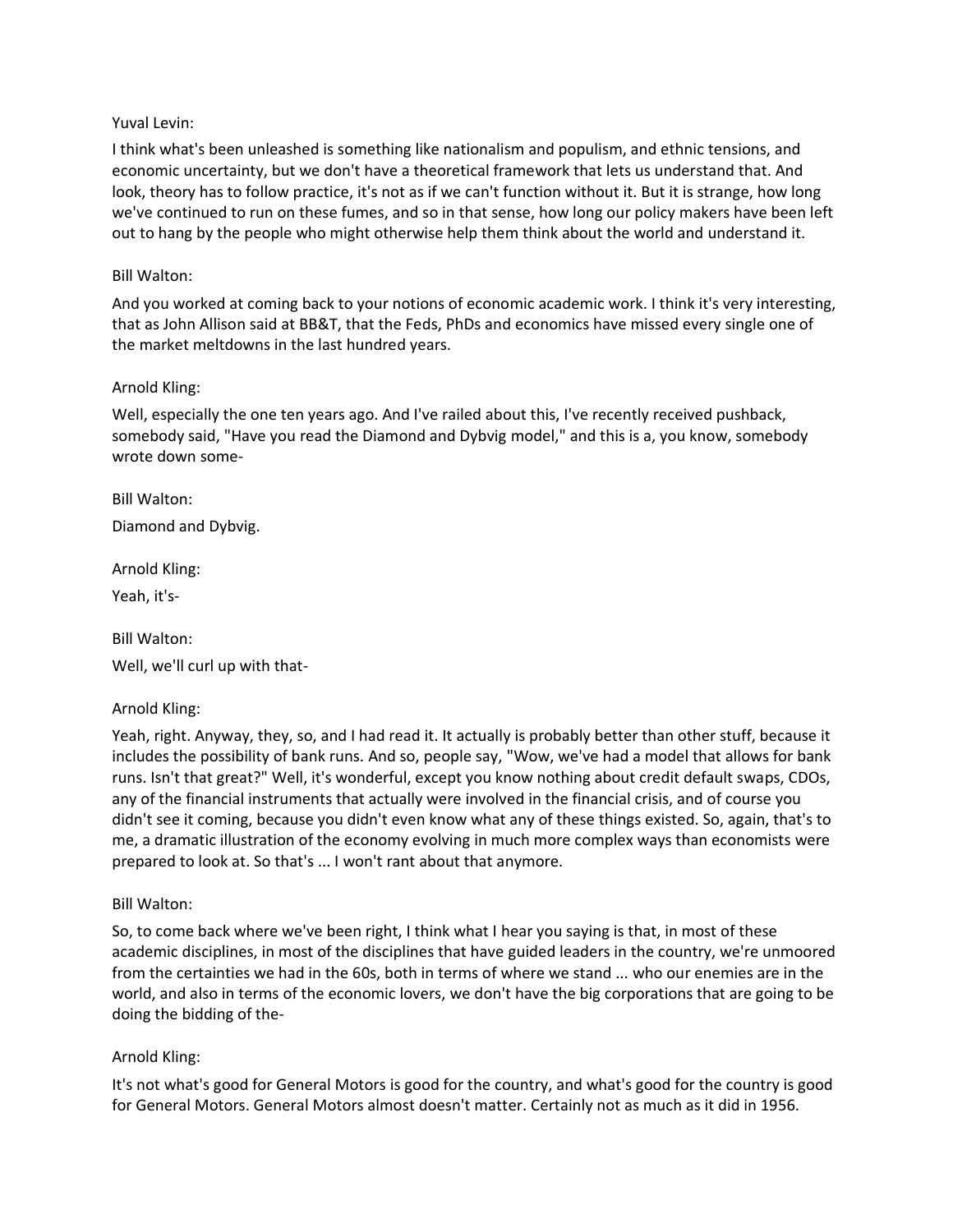Yuval Levin:

I think what's been unleashed is something like nationalism and populism, and ethnic tensions, and economic uncertainty, but we don't have a theoretical framework that lets us understand that. And look, theory has to follow practice, it's not as if we can't function without it. But it is strange, how long we've continued to run on these fumes, and so in that sense, how long our policy makers have been left out to hang by the people who might otherwise help them think about the world and understand it.

Bill Walton:

And you worked at coming back to your notions of economic academic work. I think it's very interesting, that as John Allison said at BB&T, that the Feds, PhDs and economics have missed every single one of the market meltdowns in the last hundred years.

Arnold Kling:

Well, especially the one ten years ago. And I've railed about this, I've recently received pushback, somebody said, "Have you read the Diamond and Dybvig model," and this is a, you know, somebody wrote down some-

Bill Walton:

Diamond and Dybvig.

Arnold Kling:

Yeah, it's-

Bill Walton:

Well, we'll curl up with that-

Arnold Kling:

Yeah, right. Anyway, they, so, and I had read it. It actually is probably better than other stuff, because it includes the possibility of bank runs. And so, people say, "Wow, we've had a model that allows for bank runs. Isn't that great?" Well, it's wonderful, except you know nothing about credit default swaps, CDOs, any of the financial instruments that actually were involved in the financial crisis, and of course you didn't see it coming, because you didn't even know what any of these things existed. So, again, that's to me, a dramatic illustration of the economy evolving in much more complex ways than economists were prepared to look at. So that's ... I won't rant about that anymore.

Bill Walton:

So, to come back where we've been right, I think what I hear you saying is that, in most of these academic disciplines, in most of the disciplines that have guided leaders in the country, we're unmoored from the certainties we had in the 60s, both in terms of where we stand ... who our enemies are in the world, and also in terms of the economic lovers, we don't have the big corporations that are going to be doing the bidding of the-

Arnold Kling:

It's not what's good for General Motors is good for the country, and what's good for the country is good for General Motors. General Motors almost doesn't matter. Certainly not as much as it did in 1956.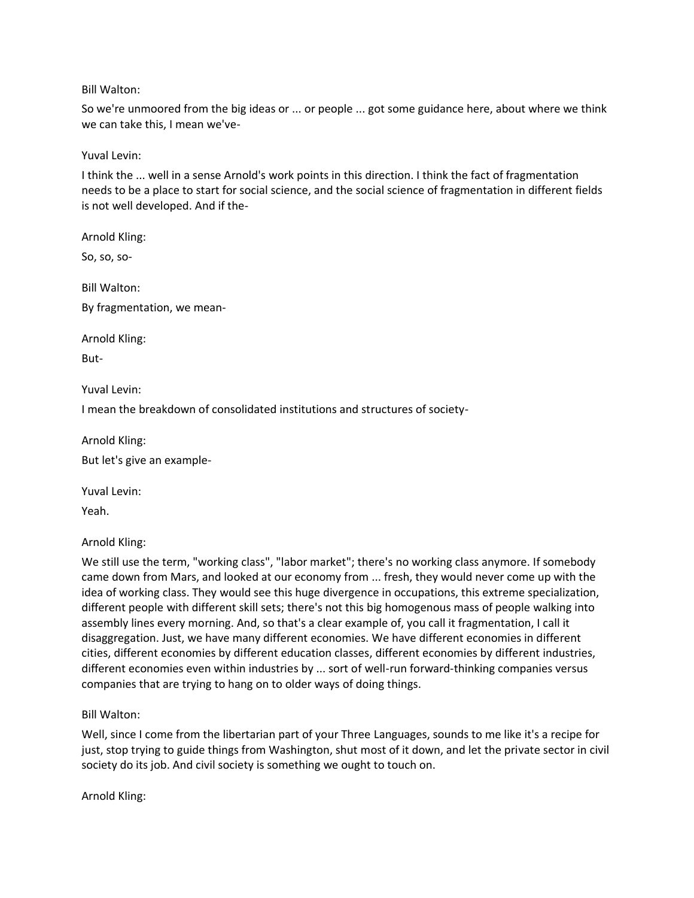Bill Walton:

So we're unmoored from the big ideas or ... or people ... got some guidance here, about where we think we can take this, I mean we've-

Yuval Levin:

I think the ... well in a sense Arnold's work points in this direction. I think the fact of fragmentation needs to be a place to start for social science, and the social science of fragmentation in different fields is not well developed. And if the-

Arnold Kling:

So, so, so-

Bill Walton:

By fragmentation, we mean-

Arnold Kling:

But-

Yuval Levin:

I mean the breakdown of consolidated institutions and structures of society-

Arnold Kling:

But let's give an example-

Yuval Levin:

Yeah.

Arnold Kling:

We still use the term, "working class", "labor market"; there's no working class anymore. If somebody came down from Mars, and looked at our economy from ... fresh, they would never come up with the idea of working class. They would see this huge divergence in occupations, this extreme specialization, different people with different skill sets; there's not this big homogenous mass of people walking into assembly lines every morning. And, so that's a clear example of, you call it fragmentation, I call it disaggregation. Just, we have many different economies. We have different economies in different cities, different economies by different education classes, different economies by different industries, different economies even within industries by ... sort of well-run forward-thinking companies versus companies that are trying to hang on to older ways of doing things.

Bill Walton:

Well, since I come from the libertarian part of your Three Languages, sounds to me like it's a recipe for just, stop trying to guide things from Washington, shut most of it down, and let the private sector in civil society do its job. And civil society is something we ought to touch on.

Arnold Kling: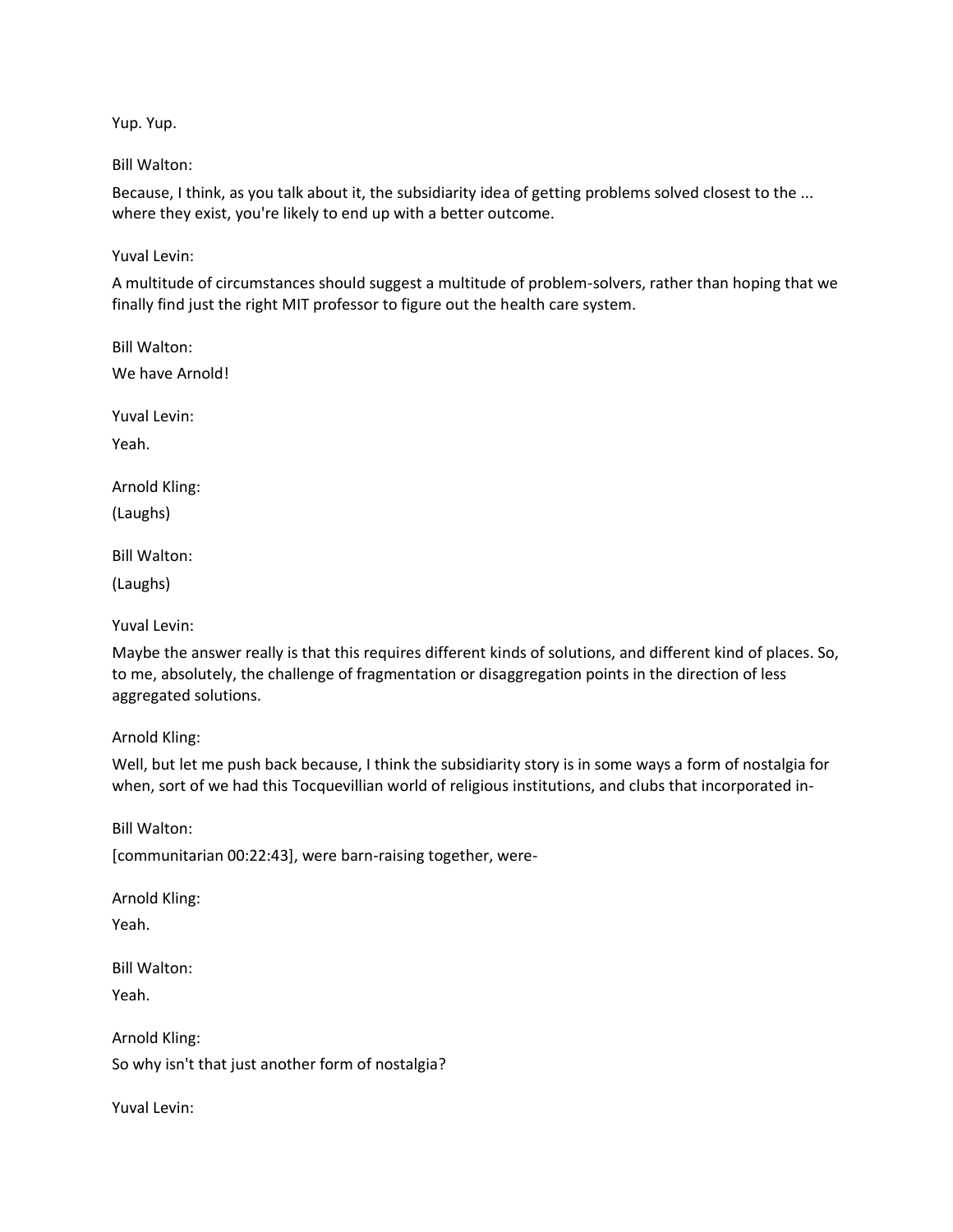Yup. Yup.

Bill Walton:

Because, I think, as you talk about it, the subsidiarity idea of getting problems solved closest to the ... where they exist, you're likely to end up with a better outcome.

Yuval Levin:

A multitude of circumstances should suggest a multitude of problem-solvers, rather than hoping that we finally find just the right MIT professor to figure out the health care system.

Bill Walton:

We have Arnold!

Yuval Levin:

Yeah.

Arnold Kling:

(Laughs)

Bill Walton:

(Laughs)

Yuval Levin:

Maybe the answer really is that this requires different kinds of solutions, and different kind of places. So, to me, absolutely, the challenge of fragmentation or disaggregation points in the direction of less aggregated solutions.

Arnold Kling:

Well, but let me push back because, I think the subsidiarity story is in some ways a form of nostalgia for when, sort of we had this Tocquevillian world of religious institutions, and clubs that incorporated in-

Bill Walton:

[communitarian 00:22:43], were barn-raising together, were-

Arnold Kling:

Yeah.

Bill Walton:

Yeah.

Arnold Kling:

So why isn't that just another form of nostalgia?

Yuval Levin: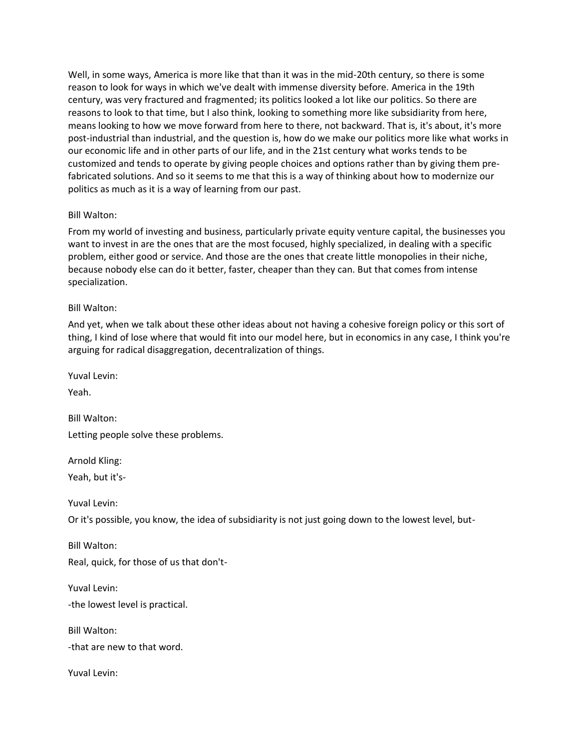Well, in some ways, America is more like that than it was in the mid-20th century, so there is some reason to look for ways in which we've dealt with immense diversity before. America in the 19th century, was very fractured and fragmented; its politics looked a lot like our politics. So there are reasons to look to that time, but I also think, looking to something more like subsidiarity from here, means looking to how we move forward from here to there, not backward. That is, it's about, it's more post-industrial than industrial, and the question is, how do we make our politics more like what works in our economic life and in other parts of our life, and in the 21st century what works tends to be customized and tends to operate by giving people choices and options rather than by giving them pre-fabricated solutions. And so it seems to me that this is a way of thinking about how to modernize our politics as much as it is a way of learning from our past.

Bill Walton:

From my world of investing and business, particularly private equity venture capital, the businesses you want to invest in are the ones that are the most focused, highly specialized, in dealing with a specific problem, either good or service. And those are the ones that create little monopolies in their niche, because nobody else can do it better, faster, cheaper than they can. But that comes from intense specialization.

Bill Walton:

And yet, when we talk about these other ideas about not having a cohesive foreign policy or this sort of thing, I kind of lose where that would fit into our model here, but in economics in any case, I think you're arguing for radical disaggregation, decentralization of things.

Yuval Levin:

Yeah.

Bill Walton:

Letting people solve these problems.

Arnold Kling:

Yeah, but it's-

Yuval Levin:

Or it's possible, you know, the idea of subsidiarity is not just going down to the lowest level, but-

Bill Walton:

Real, quick, for those of us that don't-

Yuval Levin:

-the lowest level is practical.

Bill Walton:

-that are new to that word.

Yuval Levin: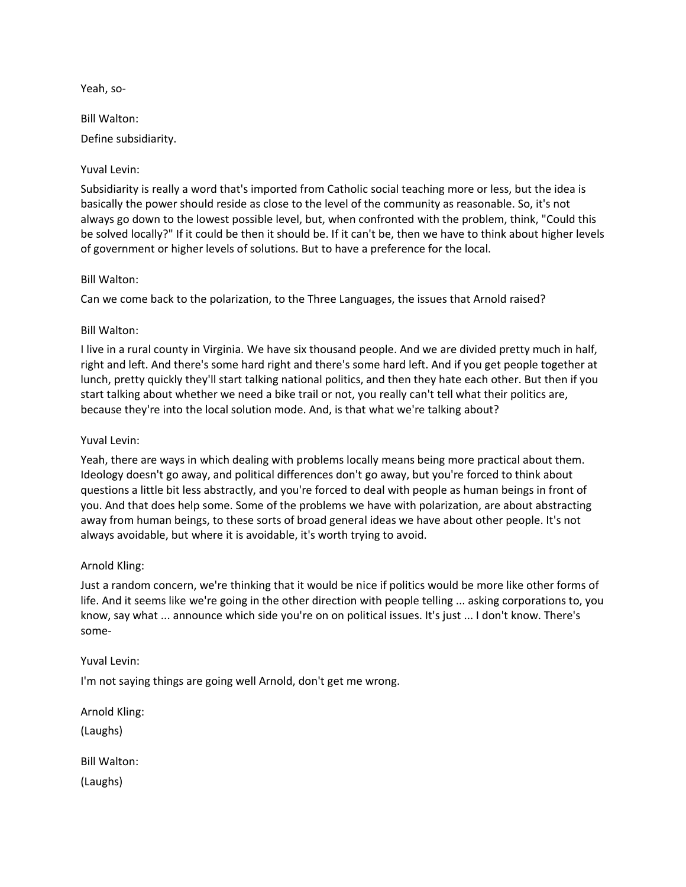Yeah, so-

Bill Walton:

Define subsidiarity.

Yuval Levin:

Subsidiarity is really a word that's imported from Catholic social teaching more or less, but the idea is basically the power should reside as close to the level of the community as reasonable. So, it's not always go down to the lowest possible level, but, when confronted with the problem, think, "Could this be solved locally?" If it could be then it should be. If it can't be, then we have to think about higher levels of government or higher levels of solutions. But to have a preference for the local.

Bill Walton:

Can we come back to the polarization, to the Three Languages, the issues that Arnold raised?

Bill Walton:

I live in a rural county in Virginia. We have six thousand people. And we are divided pretty much in half, right and left. And there's some hard right and there's some hard left. And if you get people together at lunch, pretty quickly they'll start talking national politics, and then they hate each other. But then if you start talking about whether we need a bike trail or not, you really can't tell what their politics are, because they're into the local solution mode. And, is that what we're talking about?

Yuval Levin:

Yeah, there are ways in which dealing with problems locally means being more practical about them. Ideology doesn't go away, and political differences don't go away, but you're forced to think about questions a little bit less abstractly, and you're forced to deal with people as human beings in front of you. And that does help some. Some of the problems we have with polarization, are about abstracting away from human beings, to these sorts of broad general ideas we have about other people. It's not always avoidable, but where it is avoidable, it's worth trying to avoid.

Arnold Kling:

Just a random concern, we're thinking that it would be nice if politics would be more like other forms of life. And it seems like we're going in the other direction with people telling ... asking corporations to, you know, say what ... announce which side you're on on political issues. It's just ... I don't know. There's some-

Yuval Levin:

I'm not saying things are going well Arnold, don't get me wrong.

Arnold Kling:

(Laughs)

Bill Walton:

(Laughs)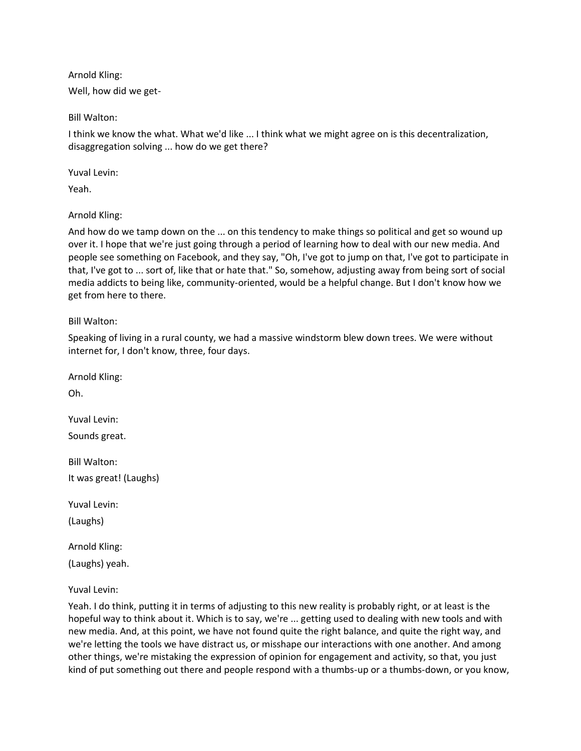Arnold Kling:

Well, how did we get-

Bill Walton:

I think we know the what. What we'd like ... I think what we might agree on is this decentralization, disaggregation solving ... how do we get there?

Yuval Levin:

Yeah.

Arnold Kling:

And how do we tamp down on the ... on this tendency to make things so political and get so wound up over it. I hope that we're just going through a period of learning how to deal with our new media. And people see something on Facebook, and they say, "Oh, I've got to jump on that, I've got to participate in that, I've got to ... sort of, like that or hate that." So, somehow, adjusting away from being sort of social media addicts to being like, community-oriented, would be a helpful change. But I don't know how we get from here to there.

Bill Walton:

Speaking of living in a rural county, we had a massive windstorm blew down trees. We were without internet for, I don't know, three, four days.

Arnold Kling:

Oh.

Yuval Levin:

Sounds great.

Bill Walton:

It was great! (Laughs)

Yuval Levin:

(Laughs)

Arnold Kling:

(Laughs) yeah.

Yuval Levin:

Yeah. I do think, putting it in terms of adjusting to this new reality is probably right, or at least is the hopeful way to think about it. Which is to say, we're ... getting used to dealing with new tools and with new media. And, at this point, we have not found quite the right balance, and quite the right way, and we're letting the tools we have distract us, or misshape our interactions with one another. And among other things, we're mistaking the expression of opinion for engagement and activity, so that, you just kind of put something out there and people respond with a thumbs-up or a thumbs-down, or you know,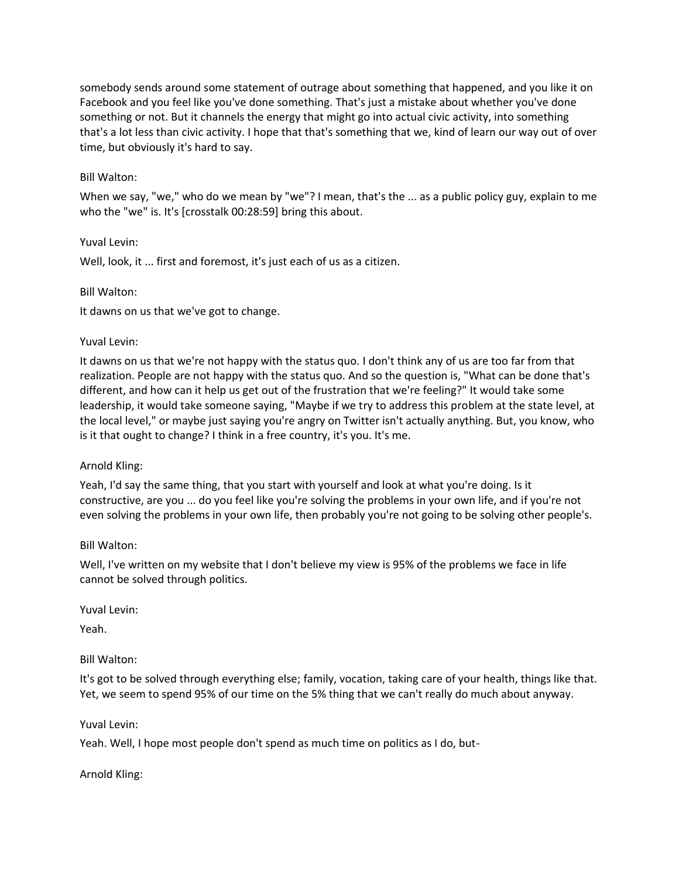somebody sends around some statement of outrage about something that happened, and you like it on Facebook and you feel like you've done something. That's just a mistake about whether you've done something or not. But it channels the energy that might go into actual civic activity, into something that's a lot less than civic activity. I hope that that's something that we, kind of learn our way out of over time, but obviously it's hard to say.

Bill Walton:

When we say, "we," who do we mean by "we"? I mean, that's the ... as a public policy guy, explain to me who the "we" is. It's [crosstalk 00:28:59] bring this about.

Yuval Levin:

Well, look, it ... first and foremost, it's just each of us as a citizen.

Bill Walton:

It dawns on us that we've got to change.

Yuval Levin:

It dawns on us that we're not happy with the status quo. I don't think any of us are too far from that realization. People are not happy with the status quo. And so the question is, "What can be done that's different, and how can it help us get out of the frustration that we're feeling?" It would take some leadership, it would take someone saying, "Maybe if we try to address this problem at the state level, at the local level," or maybe just saying you're angry on Twitter isn't actually anything. But, you know, who is it that ought to change? I think in a free country, it's you. It's me.

Arnold Kling:

Yeah, I'd say the same thing, that you start with yourself and look at what you're doing. Is it constructive, are you ... do you feel like you're solving the problems in your own life, and if you're not even solving the problems in your own life, then probably you're not going to be solving other people's.

Bill Walton:

Well, I've written on my website that I don't believe my view is 95% of the problems we face in life cannot be solved through politics.

Yuval Levin:

Yeah.

Bill Walton:

It's got to be solved through everything else; family, vocation, taking care of your health, things like that. Yet, we seem to spend 95% of our time on the 5% thing that we can't really do much about anyway.

Yuval Levin:

Yeah. Well, I hope most people don't spend as much time on politics as I do, but-

Arnold Kling: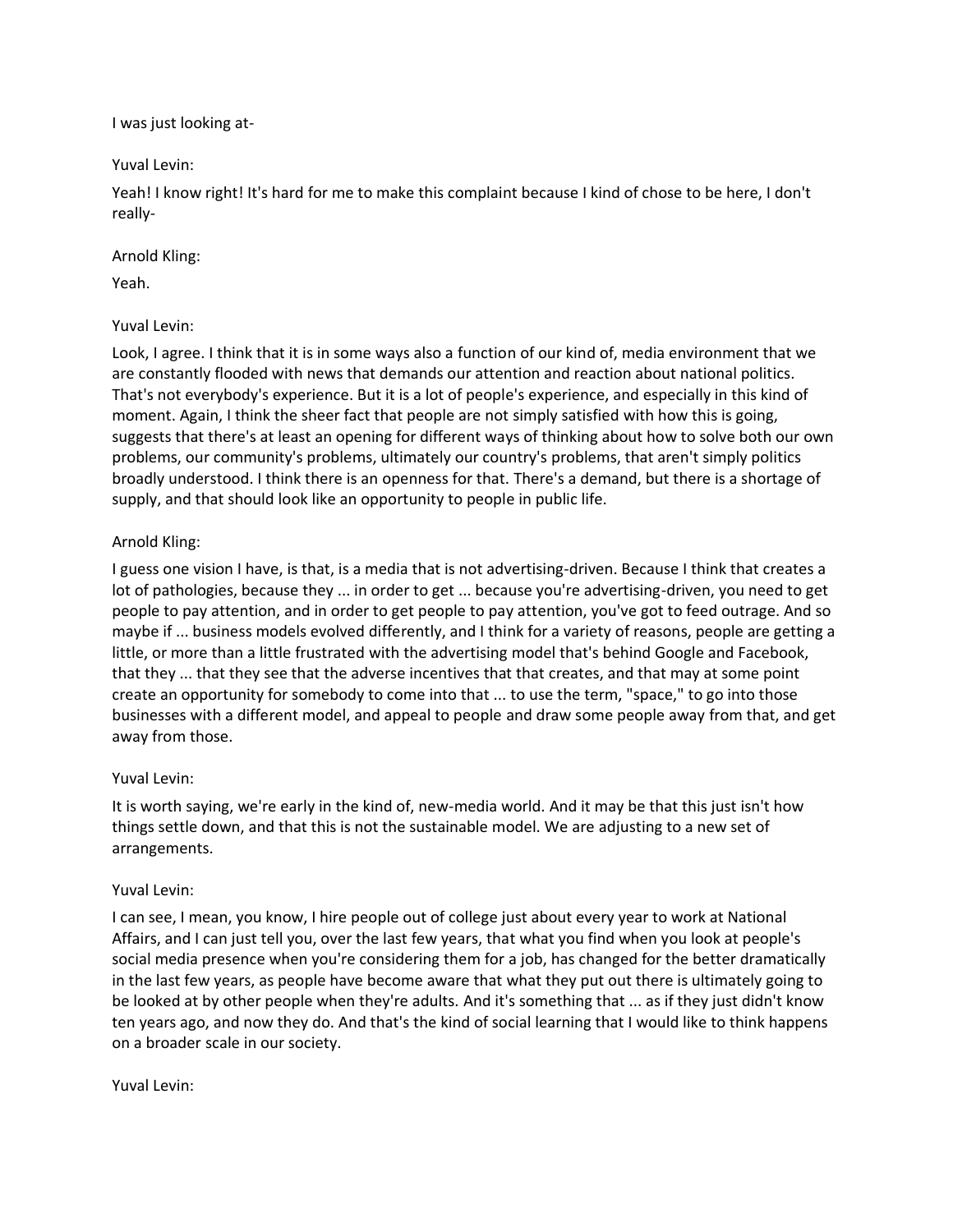I was just looking at-

Yuval Levin:

Yeah! I know right! It's hard for me to make this complaint because I kind of chose to be here, I don't really-

Arnold Kling:

Yeah.

Yuval Levin:

Look, I agree. I think that it is in some ways also a function of our kind of, media environment that we are constantly flooded with news that demands our attention and reaction about national politics. That's not everybody's experience. But it is a lot of people's experience, and especially in this kind of moment. Again, I think the sheer fact that people are not simply satisfied with how this is going, suggests that there's at least an opening for different ways of thinking about how to solve both our own problems, our community's problems, ultimately our country's problems, that aren't simply politics broadly understood. I think there is an openness for that. There's a demand, but there is a shortage of supply, and that should look like an opportunity to people in public life.

Arnold Kling:

I guess one vision I have, is that, is a media that is not advertising-driven. Because I think that creates a lot of pathologies, because they ... in order to get ... because you're advertising-driven, you need to get people to pay attention, and in order to get people to pay attention, you've got to feed outrage. And so maybe if ... business models evolved differently, and I think for a variety of reasons, people are getting a little, or more than a little frustrated with the advertising model that's behind Google and Facebook, that they ... that they see that the adverse incentives that that creates, and that may at some point create an opportunity for somebody to come into that ... to use the term, "space," to go into those businesses with a different model, and appeal to people and draw some people away from that, and get away from those.

Yuval Levin:

It is worth saying, we're early in the kind of, new-media world. And it may be that this just isn't how things settle down, and that this is not the sustainable model. We are adjusting to a new set of arrangements.

Yuval Levin:

I can see, I mean, you know, I hire people out of college just about every year to work at National Affairs, and I can just tell you, over the last few years, that what you find when you look at people's social media presence when you're considering them for a job, has changed for the better dramatically in the last few years, as people have become aware that what they put out there is ultimately going to be looked at by other people when they're adults. And it's something that ... as if they just didn't know ten years ago, and now they do. And that's the kind of social learning that I would like to think happens on a broader scale in our society.

Yuval Levin: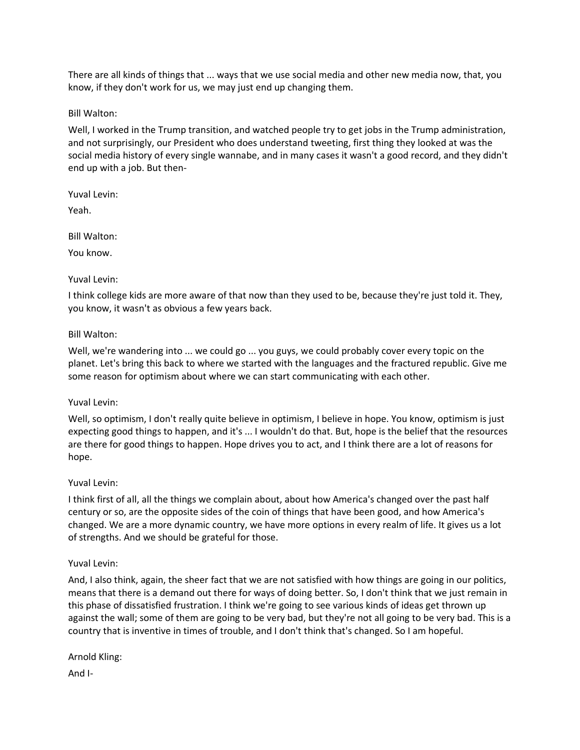There are all kinds of things that ... ways that we use social media and other new media now, that, you know, if they don't work for us, we may just end up changing them.

Bill Walton:

Well, I worked in the Trump transition, and watched people try to get jobs in the Trump administration, and not surprisingly, our President who does understand tweeting, first thing they looked at was the social media history of every single wannabe, and in many cases it wasn't a good record, and they didn't end up with a job. But then-

Yuval Levin:

Yeah.

Bill Walton:

You know.

Yuval Levin:

I think college kids are more aware of that now than they used to be, because they're just told it. They, you know, it wasn't as obvious a few years back.

Bill Walton:

Well, we're wandering into ... we could go ... you guys, we could probably cover every topic on the planet. Let's bring this back to where we started with the languages and the fractured republic. Give me some reason for optimism about where we can start communicating with each other.

Yuval Levin:

Well, so optimism, I don't really quite believe in optimism, I believe in hope. You know, optimism is just expecting good things to happen, and it's ... I wouldn't do that. But, hope is the belief that the resources are there for good things to happen. Hope drives you to act, and I think there are a lot of reasons for hope.

Yuval Levin:

I think first of all, all the things we complain about, about how America's changed over the past half century or so, are the opposite sides of the coin of things that have been good, and how America's changed. We are a more dynamic country, we have more options in every realm of life. It gives us a lot of strengths. And we should be grateful for those.

Yuval Levin:

And, I also think, again, the sheer fact that we are not satisfied with how things are going in our politics, means that there is a demand out there for ways of doing better. So, I don't think that we just remain in this phase of dissatisfied frustration. I think we're going to see various kinds of ideas get thrown up against the wall; some of them are going to be very bad, but they're not all going to be very bad. This is a country that is inventive in times of trouble, and I don't think that's changed. So I am hopeful.

Arnold Kling:

And I-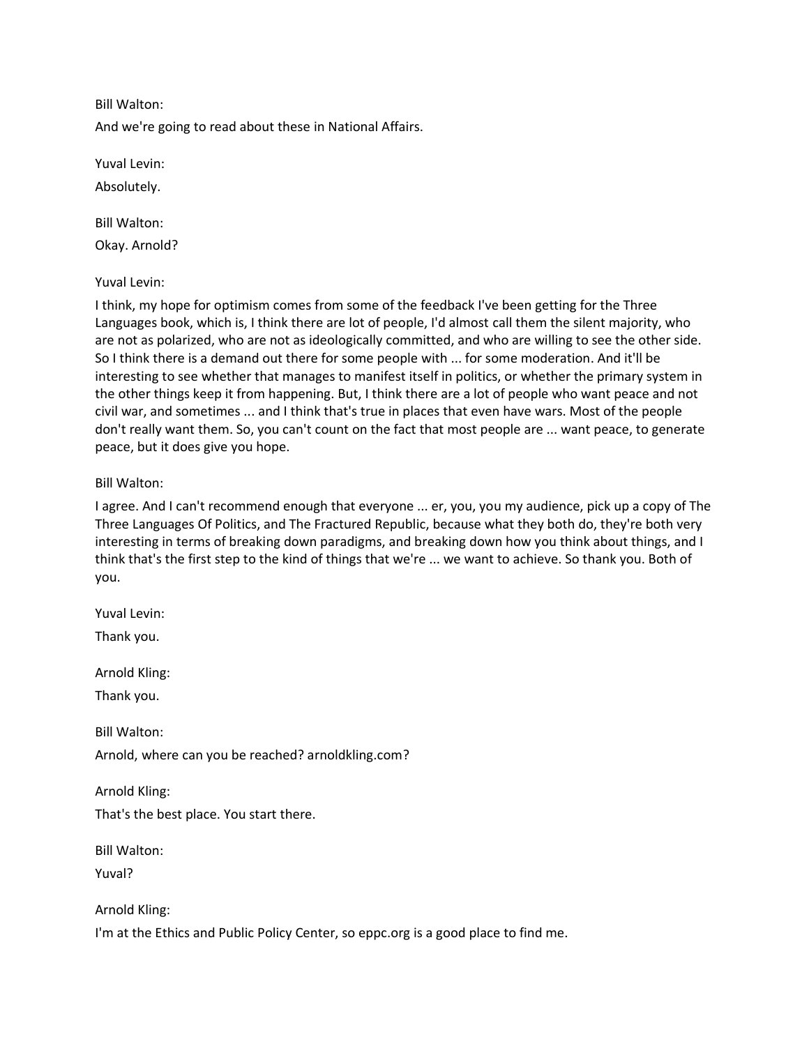Bill Walton:

And we're going to read about these in National Affairs.

Yuval Levin:

Absolutely.

Bill Walton:

Okay. Arnold?

Yuval Levin:

I think, my hope for optimism comes from some of the feedback I've been getting for the Three Languages book, which is, I think there are lot of people, I'd almost call them the silent majority, who are not as polarized, who are not as ideologically committed, and who are willing to see the other side. So I think there is a demand out there for some people with ... for some moderation. And it'll be interesting to see whether that manages to manifest itself in politics, or whether the primary system in the other things keep it from happening. But, I think there are a lot of people who want peace and not civil war, and sometimes ... and I think that's true in places that even have wars. Most of the people don't really want them. So, you can't count on the fact that most people are ... want peace, to generate peace, but it does give you hope.

Bill Walton:

I agree. And I can't recommend enough that everyone ... er, you, you my audience, pick up a copy of The Three Languages Of Politics, and The Fractured Republic, because what they both do, they're both very interesting in terms of breaking down paradigms, and breaking down how you think about things, and I think that's the first step to the kind of things that we're ... we want to achieve. So thank you. Both of you.

Yuval Levin:

Thank you.

Arnold Kling:

Thank you.

Bill Walton:

Arnold, where can you be reached? arnoldkling.com?

Arnold Kling:

That's the best place. You start there.

Bill Walton:

Yuval?

Arnold Kling:

I'm at the Ethics and Public Policy Center, so eppc.org is a good place to find me.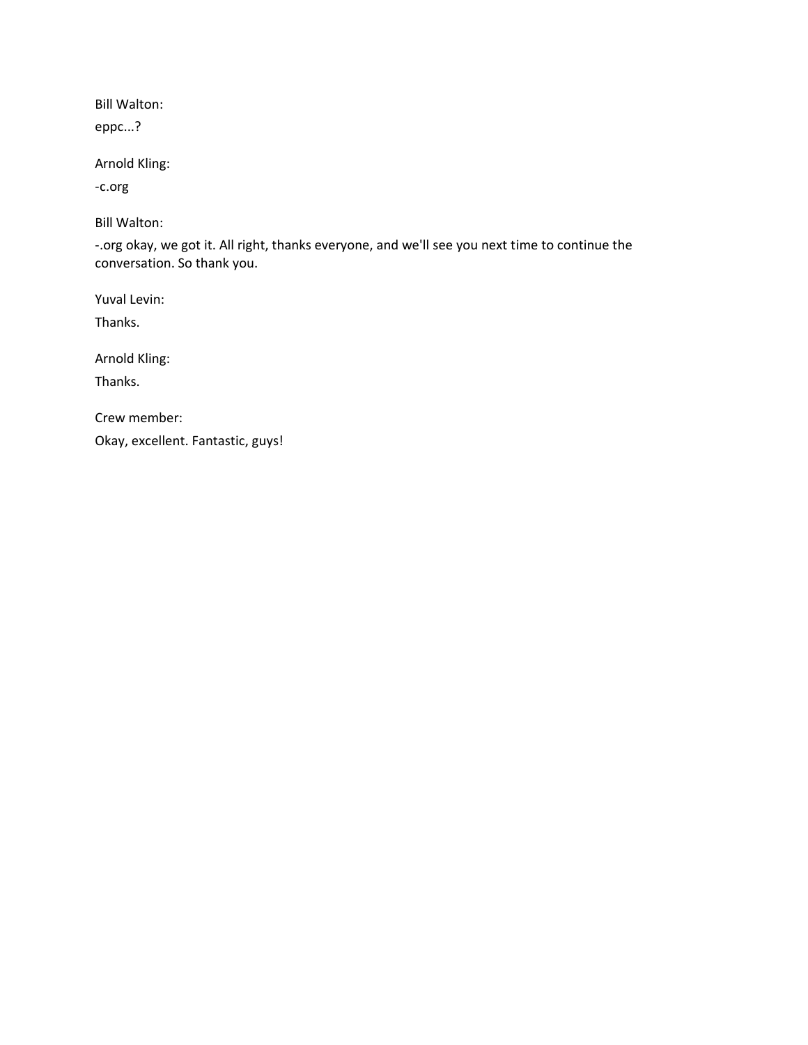Bill Walton:

eppc...?

Arnold Kling:

-c.org

Bill Walton:

-.org okay, we got it. All right, thanks everyone, and we'll see you next time to continue the conversation. So thank you.

Yuval Levin:

Thanks.

Arnold Kling:

Thanks.

Crew member:

Okay, excellent. Fantastic, guys!